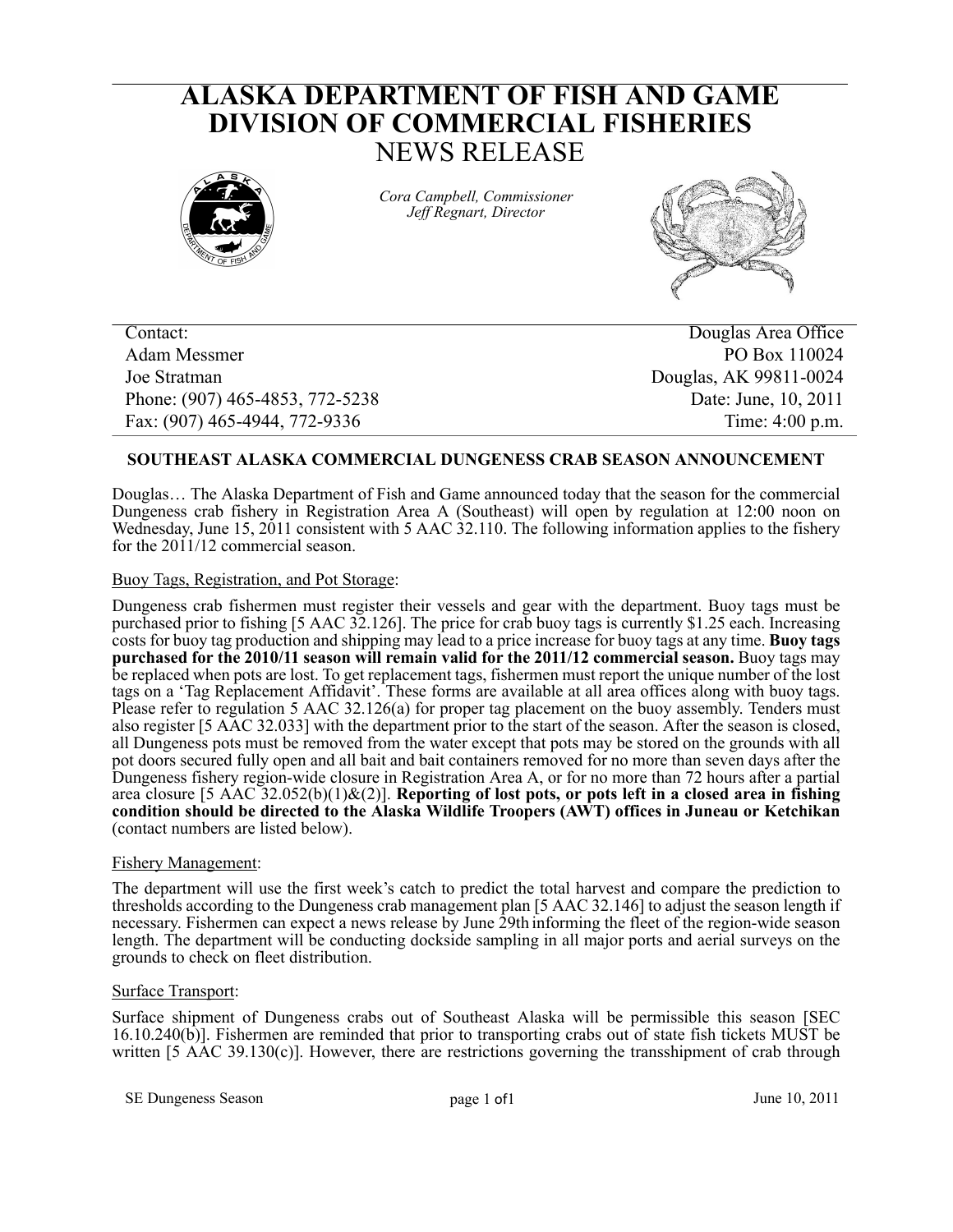# ALASKA DEPARTMENT OF FISH AND GAME
# DIVISION OF COMMERCIAL FISHERIES
## NEWS RELEASE

*Cora Campbell, Commissioner*
*Jeff Regnart, Director*

| Contact: | Douglas Area Office |
|---|---|
| Adam Messmer | PO Box 110024 |
| Joe Stratman | Douglas, AK 99811-0024 |
| Phone: (907) 465-4853, 772-5238 | Date: June, 10, 2011 |
| Fax: (907) 465-4944, 772-9336 | Time: 4:00 p.m. |

### SOUTHEAST ALASKA COMMERCIAL DUNGENESS CRAB SEASON ANNOUNCEMENT

Douglas… The Alaska Department of Fish and Game announced today that the season for the commercial Dungeness crab fishery in Registration Area A (Southeast) will open by regulation at 12:00 noon on Wednesday, June 15, 2011 consistent with 5 AAC 32.110. The following information applies to the fishery for the 2011/12 commercial season.

Buoy Tags, Registration, and Pot Storage:

Dungeness crab fishermen must register their vessels and gear with the department. Buoy tags must be purchased prior to fishing [5 AAC 32.126]. The price for crab buoy tags is currently $1.25 each. Increasing costs for buoy tag production and shipping may lead to a price increase for buoy tags at any time. **Buoy tags purchased for the 2010/11 season will remain valid for the 2011/12 commercial season.** Buoy tags may be replaced when pots are lost. To get replacement tags, fishermen must report the unique number of the lost tags on a 'Tag Replacement Affidavit'. These forms are available at all area offices along with buoy tags. Please refer to regulation 5 AAC 32.126(a) for proper tag placement on the buoy assembly. Tenders must also register [5 AAC 32.033] with the department prior to the start of the season. After the season is closed, all Dungeness pots must be removed from the water except that pots may be stored on the grounds with all pot doors secured fully open and all bait and bait containers removed for no more than seven days after the Dungeness fishery region-wide closure in Registration Area A, or for no more than 72 hours after a partial area closure [5 AAC 32.052(b)(1)&(2)]. **Reporting of lost pots, or pots left in a closed area in fishing condition should be directed to the Alaska Wildlife Troopers (AWT) offices in Juneau or Ketchikan** (contact numbers are listed below).

Fishery Management:

The department will use the first week's catch to predict the total harvest and compare the prediction to thresholds according to the Dungeness crab management plan [5 AAC 32.146] to adjust the season length if necessary. Fishermen can expect a news release by June 29th informing the fleet of the region-wide season length. The department will be conducting dockside sampling in all major ports and aerial surveys on the grounds to check on fleet distribution.

Surface Transport:

Surface shipment of Dungeness crabs out of Southeast Alaska will be permissible this season [SEC 16.10.240(b)]. Fishermen are reminded that prior to transporting crabs out of state fish tickets MUST be written [5 AAC 39.130(c)]. However, there are restrictions governing the transshipment of crab through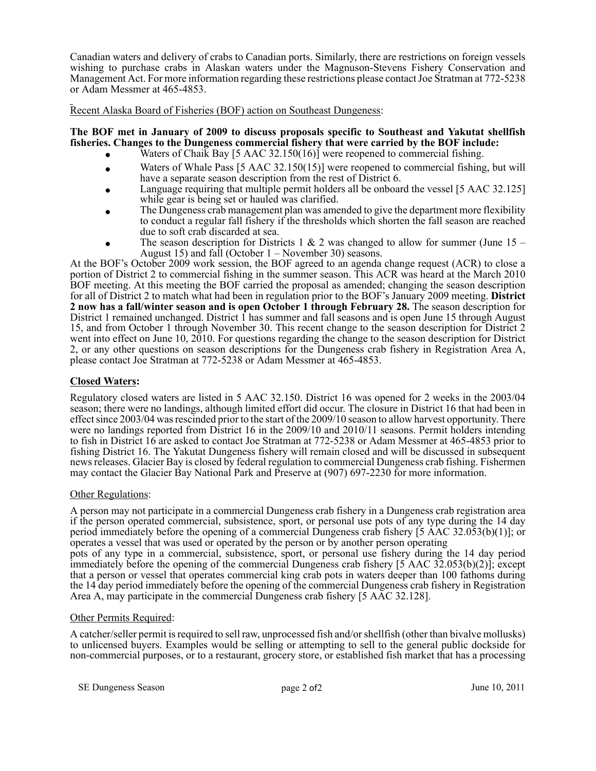Canadian waters and delivery of crabs to Canadian ports. Similarly, there are restrictions on foreign vessels wishing to purchase crabs in Alaskan waters under the Magnuson-Stevens Fishery Conservation and Management Act. For more information regarding these restrictions please contact Joe Stratman at 772-5238 or Adam Messmer at 465-4853.

Recent Alaska Board of Fisheries (BOF) action on Southeast Dungeness:

**The BOF met in January of 2009 to discuss proposals specific to Southeast and Yakutat shellfish fisheries. Changes to the Dungeness commercial fishery that were carried by the BOF include:**

- Waters of Chaik Bay [5 AAC 32.150(16)] were reopened to commercial fishing.
- Waters of Whale Pass [5 AAC 32.150(15)] were reopened to commercial fishing, but will have a separate season description from the rest of District 6.
- Language requiring that multiple permit holders all be onboard the vessel [5 AAC 32.125] while gear is being set or hauled was clarified.
- The Dungeness crab management plan was amended to give the department more flexibility to conduct a regular fall fishery if the thresholds which shorten the fall season are reached due to soft crab discarded at sea.
- The season description for Districts 1 & 2 was changed to allow for summer (June 15 – August 15) and fall (October 1 – November 30) seasons.

At the BOF's October 2009 work session, the BOF agreed to an agenda change request (ACR) to close a portion of District 2 to commercial fishing in the summer season. This ACR was heard at the March 2010 BOF meeting. At this meeting the BOF carried the proposal as amended; changing the season description for all of District 2 to match what had been in regulation prior to the BOF's January 2009 meeting. **District 2 now has a fall/winter season and is open October 1 through February 28.** The season description for District 1 remained unchanged. District 1 has summer and fall seasons and is open June 15 through August 15, and from October 1 through November 30. This recent change to the season description for District 2 went into effect on June 10, 2010. For questions regarding the change to the season description for District 2, or any other questions on season descriptions for the Dungeness crab fishery in Registration Area A, please contact Joe Stratman at 772-5238 or Adam Messmer at 465-4853.

## Closed Waters:

Regulatory closed waters are listed in 5 AAC 32.150. District 16 was opened for 2 weeks in the 2003/04 season; there were no landings, although limited effort did occur. The closure in District 16 that had been in effect since 2003/04 was rescinded prior to the start of the 2009/10 season to allow harvest opportunity. There were no landings reported from District 16 in the 2009/10 and 2010/11 seasons. Permit holders intending to fish in District 16 are asked to contact Joe Stratman at 772-5238 or Adam Messmer at 465-4853 prior to fishing District 16. The Yakutat Dungeness fishery will remain closed and will be discussed in subsequent news releases. Glacier Bay is closed by federal regulation to commercial Dungeness crab fishing. Fishermen may contact the Glacier Bay National Park and Preserve at (907) 697-2230 for more information.

Other Regulations:

A person may not participate in a commercial Dungeness crab fishery in a Dungeness crab registration area if the person operated commercial, subsistence, sport, or personal use pots of any type during the 14 day period immediately before the opening of a commercial Dungeness crab fishery [5 AAC 32.053(b)(1)]; or operates a vessel that was used or operated by the person or by another person operating pots of any type in a commercial, subsistence, sport, or personal use fishery during the 14 day period immediately before the opening of the commercial Dungeness crab fishery [5 AAC 32.053(b)(2)]; except that a person or vessel that operates commercial king crab pots in waters deeper than 100 fathoms during the 14 day period immediately before the opening of the commercial Dungeness crab fishery in Registration Area A, may participate in the commercial Dungeness crab fishery [5 AAC 32.128].

Other Permits Required:

A catcher/seller permit is required to sell raw, unprocessed fish and/or shellfish (other than bivalve mollusks) to unlicensed buyers. Examples would be selling or attempting to sell to the general public dockside for non-commercial purposes, or to a restaurant, grocery store, or established fish market that has a processing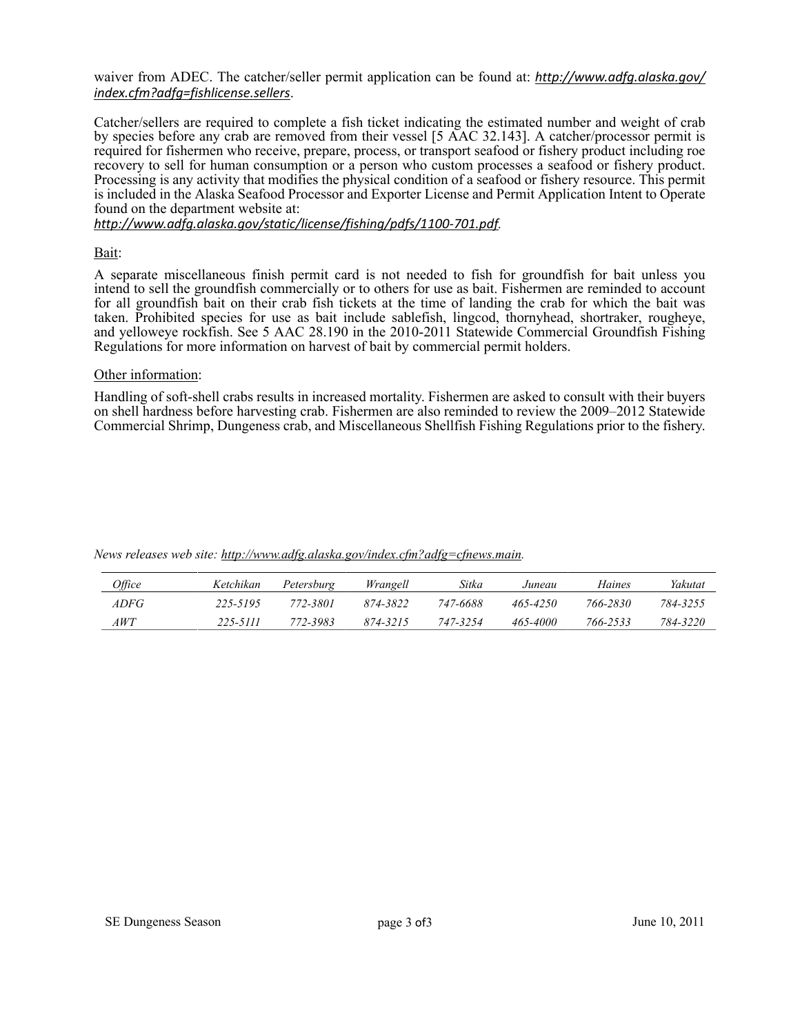waiver from ADEC. The catcher/seller permit application can be found at: ***http://www.adfg.alaska.gov/index.cfm?adfg=fishlicense.sellers***.

Catcher/sellers are required to complete a fish ticket indicating the estimated number and weight of crab by species before any crab are removed from their vessel [5 AAC 32.143]. A catcher/processor permit is required for fishermen who receive, prepare, process, or transport seafood or fishery product including roe recovery to sell for human consumption or a person who custom processes a seafood or fishery product. Processing is any activity that modifies the physical condition of a seafood or fishery resource. This permit is included in the Alaska Seafood Processor and Exporter License and Permit Application Intent to Operate found on the department website at:
***http://www.adfg.alaska.gov/static/license/fishing/pdfs/1100-701.pdf***.

<u>Bait</u>:

A separate miscellaneous finish permit card is not needed to fish for groundfish for bait unless you intend to sell the groundfish commercially or to others for use as bait. Fishermen are reminded to account for all groundfish bait on their crab fish tickets at the time of landing the crab for which the bait was taken. Prohibited species for use as bait include sablefish, lingcod, thornyhead, shortraker, rougheye, and yelloweye rockfish. See 5 AAC 28.190 in the 2010-2011 Statewide Commercial Groundfish Fishing Regulations for more information on harvest of bait by commercial permit holders.

<u>Other information</u>:

Handling of soft-shell crabs results in increased mortality. Fishermen are asked to consult with their buyers on shell hardness before harvesting crab. Fishermen are also reminded to review the 2009–2012 Statewide Commercial Shrimp, Dungeness crab, and Miscellaneous Shellfish Fishing Regulations prior to the fishery.

*News releases web site: http://www.adfg.alaska.gov/index.cfm?adfg=cfnews.main.*

| *Office* | *Ketchikan* | *Petersburg* | *Wrangell* | *Sitka* | *Juneau* | *Haines* | *Yakutat* |
|---|---|---|---|---|---|---|---|
| *ADFG* | *225-5195* | *772-3801* | *874-3822* | *747-6688* | *465-4250* | *766-2830* | *784-3255* |
| *AWT* | *225-5111* | *772-3983* | *874-3215* | *747-3254* | *465-4000* | *766-2533* | *784-3220* |